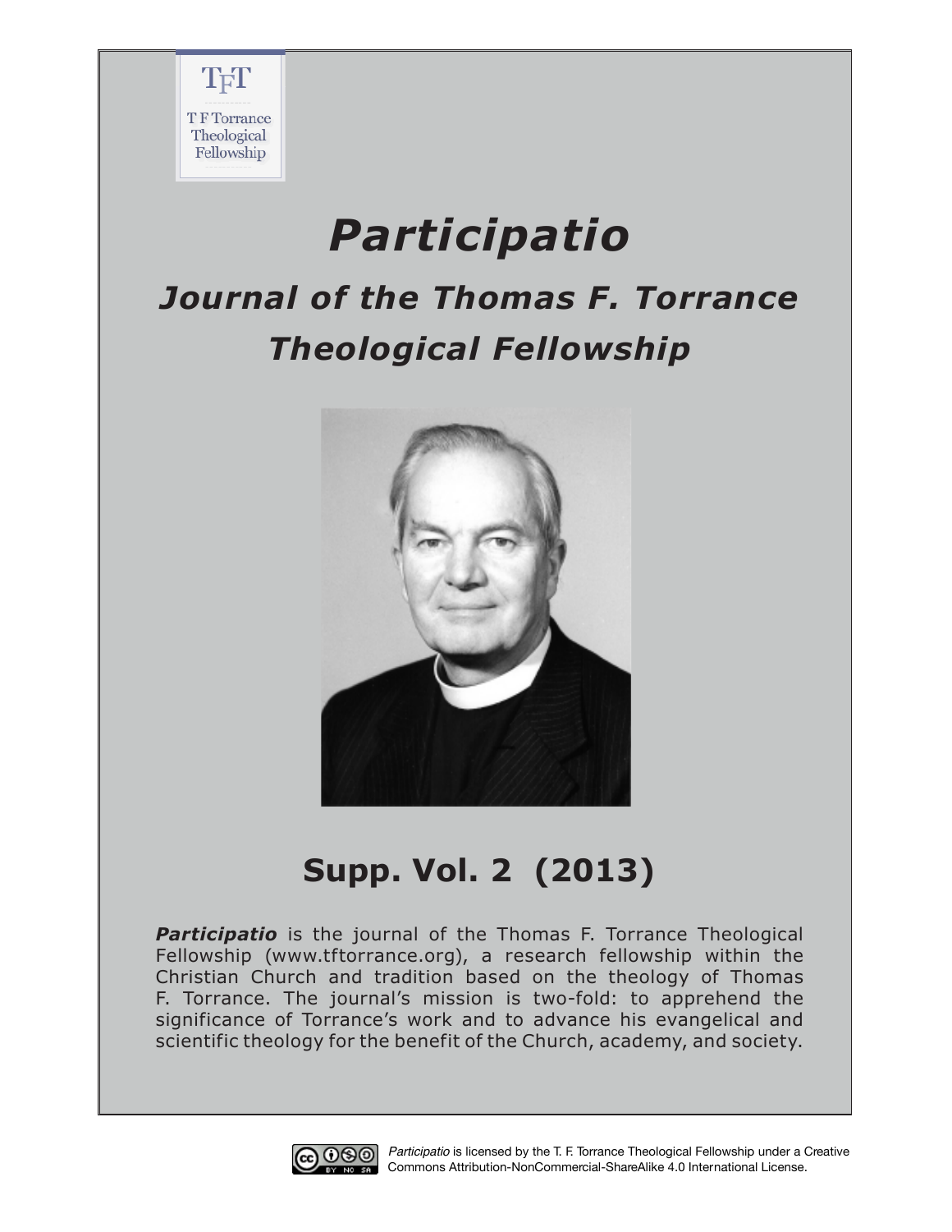TFT

T F Torrance Theological Fellowship

# *Participatio*

## *Journal of the Thomas F. Torrance Theological Fellowship*

## Supp. Vol. 2 (2013)

***Participatio*** is the journal of the Thomas F. Torrance Theological Fellowship (www.tftorrance.org), a research fellowship within the Christian Church and tradition based on the theology of Thomas F. Torrance. The journal's mission is two-fold: to apprehend the significance of Torrance's work and to advance his evangelical and scientific theology for the benefit of the Church, academy, and society.

*Participatio* is licensed by the T. F. Torrance Theological Fellowship under a Creative Commons Attribution-NonCommercial-ShareAlike 4.0 International License.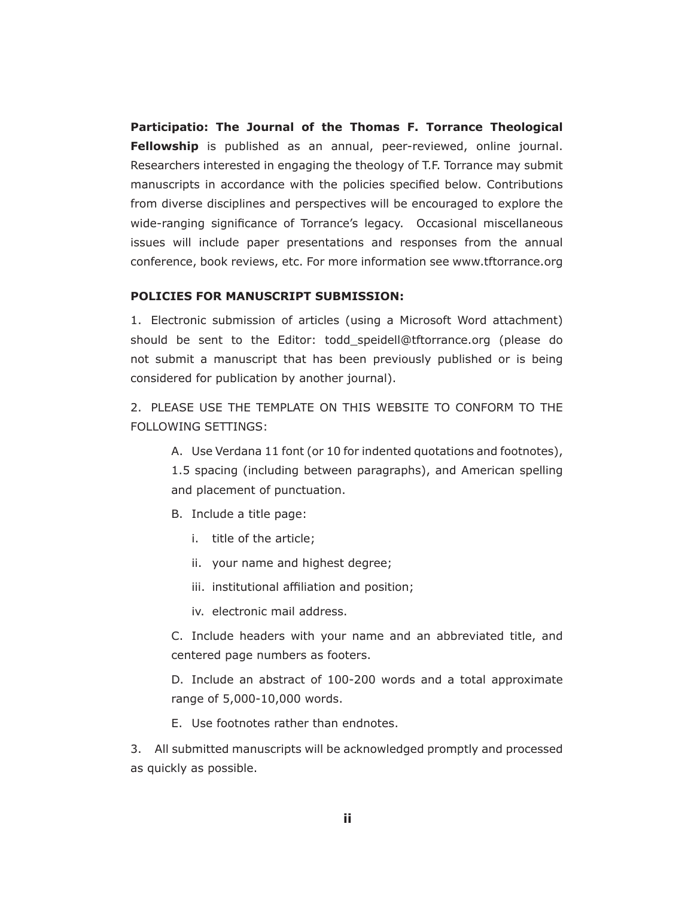**Participatio: The Journal of the Thomas F. Torrance Theological Fellowship** is published as an annual, peer-reviewed, online journal. Researchers interested in engaging the theology of T.F. Torrance may submit manuscripts in accordance with the policies specified below. Contributions from diverse disciplines and perspectives will be encouraged to explore the wide-ranging significance of Torrance's legacy. Occasional miscellaneous issues will include paper presentations and responses from the annual conference, book reviews, etc. For more information see www.tftorrance.org

**POLICIES FOR MANUSCRIPT SUBMISSION:**

1. Electronic submission of articles (using a Microsoft Word attachment) should be sent to the Editor: todd_speidell@tftorrance.org (please do not submit a manuscript that has been previously published or is being considered for publication by another journal).

2. PLEASE USE THE TEMPLATE ON THIS WEBSITE TO CONFORM TO THE FOLLOWING SETTINGS:

   A. Use Verdana 11 font (or 10 for indented quotations and footnotes), 1.5 spacing (including between paragraphs), and American spelling and placement of punctuation.

   B. Include a title page:

      i. title of the article;

      ii. your name and highest degree;

      iii. institutional affiliation and position;

      iv. electronic mail address.

   C. Include headers with your name and an abbreviated title, and centered page numbers as footers.

   D. Include an abstract of 100-200 words and a total approximate range of 5,000-10,000 words.

   E. Use footnotes rather than endnotes.

3. All submitted manuscripts will be acknowledged promptly and processed as quickly as possible.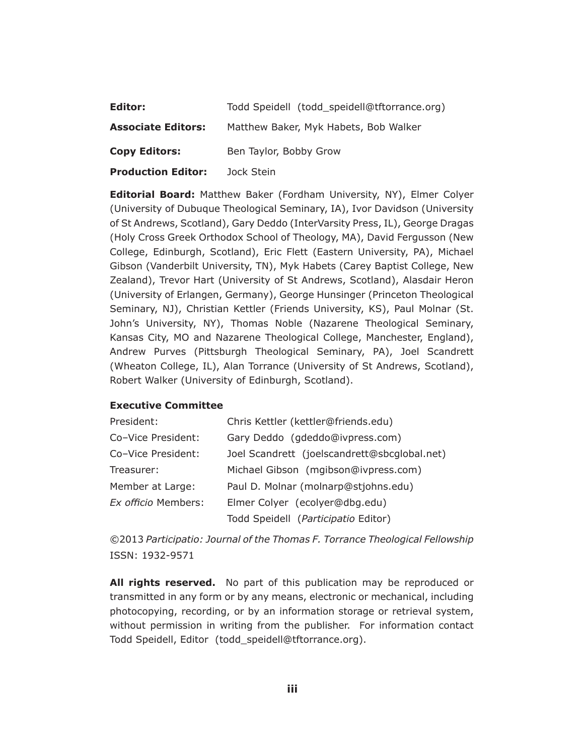**Editor:** Todd Speidell (todd_speidell@tftorrance.org)

**Associate Editors:** Matthew Baker, Myk Habets, Bob Walker

**Copy Editors:** Ben Taylor, Bobby Grow

**Production Editor:** Jock Stein

**Editorial Board:** Matthew Baker (Fordham University, NY), Elmer Colyer (University of Dubuque Theological Seminary, IA), Ivor Davidson (University of St Andrews, Scotland), Gary Deddo (InterVarsity Press, IL), George Dragas (Holy Cross Greek Orthodox School of Theology, MA), David Fergusson (New College, Edinburgh, Scotland), Eric Flett (Eastern University, PA), Michael Gibson (Vanderbilt University, TN), Myk Habets (Carey Baptist College, New Zealand), Trevor Hart (University of St Andrews, Scotland), Alasdair Heron (University of Erlangen, Germany), George Hunsinger (Princeton Theological Seminary, NJ), Christian Kettler (Friends University, KS), Paul Molnar (St. John's University, NY), Thomas Noble (Nazarene Theological Seminary, Kansas City, MO and Nazarene Theological College, Manchester, England), Andrew Purves (Pittsburgh Theological Seminary, PA), Joel Scandrett (Wheaton College, IL), Alan Torrance (University of St Andrews, Scotland), Robert Walker (University of Edinburgh, Scotland).

**Executive Committee**

President: Chris Kettler (kettler@friends.edu)

Co–Vice President: Gary Deddo (gdeddo@ivpress.com)

Co–Vice President: Joel Scandrett (joelscandrett@sbcglobal.net)

Treasurer: Michael Gibson (mgibson@ivpress.com)

Member at Large: Paul D. Molnar (molnarp@stjohns.edu)

*Ex officio* Members: Elmer Colyer (ecolyer@dbg.edu)
Todd Speidell (*Participatio* Editor)

©2013 *Participatio: Journal of the Thomas F. Torrance Theological Fellowship*
ISSN: 1932-9571

**All rights reserved.** No part of this publication may be reproduced or transmitted in any form or by any means, electronic or mechanical, including photocopying, recording, or by an information storage or retrieval system, without permission in writing from the publisher. For information contact Todd Speidell, Editor (todd_speidell@tftorrance.org).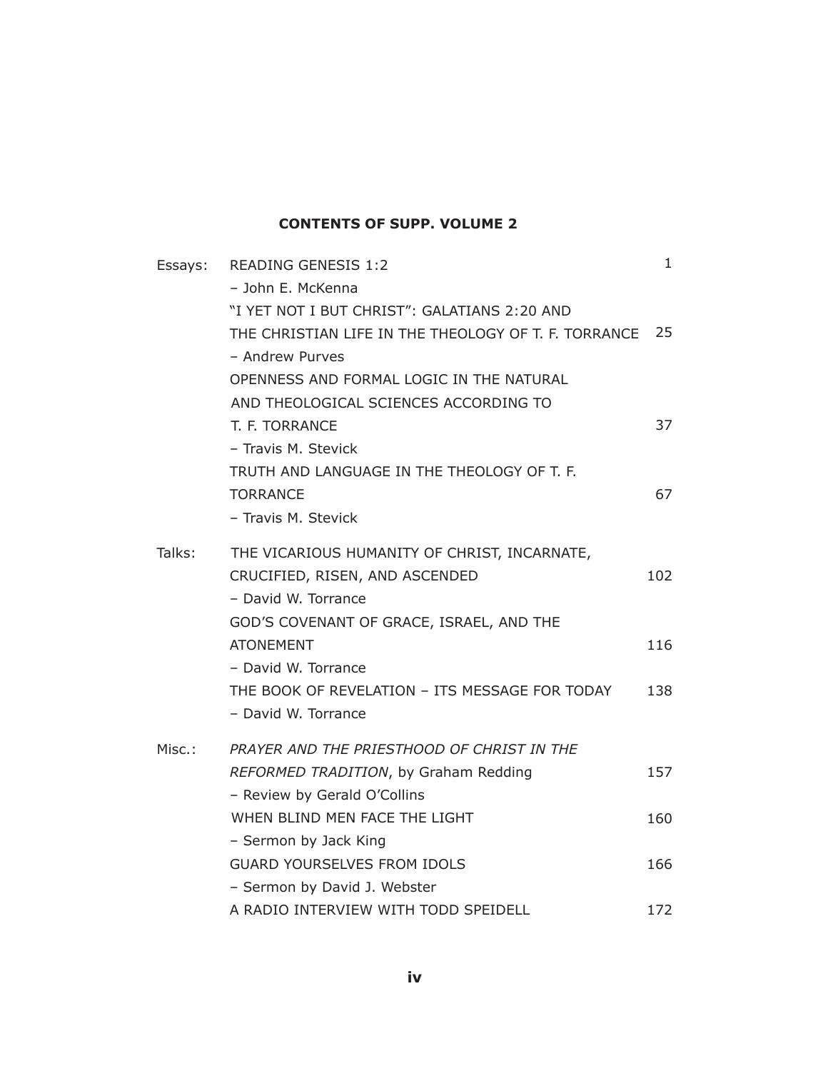**CONTENTS OF SUPP. VOLUME 2**

| | | |
|---|---|---|
| Essays: | READING GENESIS 1:2<br>– John E. McKenna | 1 |
| | "I YET NOT I BUT CHRIST": GALATIANS 2:20 AND THE CHRISTIAN LIFE IN THE THEOLOGY OF T. F. TORRANCE<br>– Andrew Purves | 25 |
| | OPENNESS AND FORMAL LOGIC IN THE NATURAL AND THEOLOGICAL SCIENCES ACCORDING TO T. F. TORRANCE<br>– Travis M. Stevick | 37 |
| | TRUTH AND LANGUAGE IN THE THEOLOGY OF T. F. TORRANCE<br>– Travis M. Stevick | 67 |
| Talks: | THE VICARIOUS HUMANITY OF CHRIST, INCARNATE, CRUCIFIED, RISEN, AND ASCENDED<br>– David W. Torrance | 102 |
| | GOD'S COVENANT OF GRACE, ISRAEL, AND THE ATONEMENT<br>– David W. Torrance | 116 |
| | THE BOOK OF REVELATION – ITS MESSAGE FOR TODAY<br>– David W. Torrance | 138 |
| Misc.: | *PRAYER AND THE PRIESTHOOD OF CHRIST IN THE REFORMED TRADITION*, by Graham Redding<br>– Review by Gerald O'Collins | 157 |
| | WHEN BLIND MEN FACE THE LIGHT<br>– Sermon by Jack King | 160 |
| | GUARD YOURSELVES FROM IDOLS<br>– Sermon by David J. Webster | 166 |
| | A RADIO INTERVIEW WITH TODD SPEIDELL | 172 |